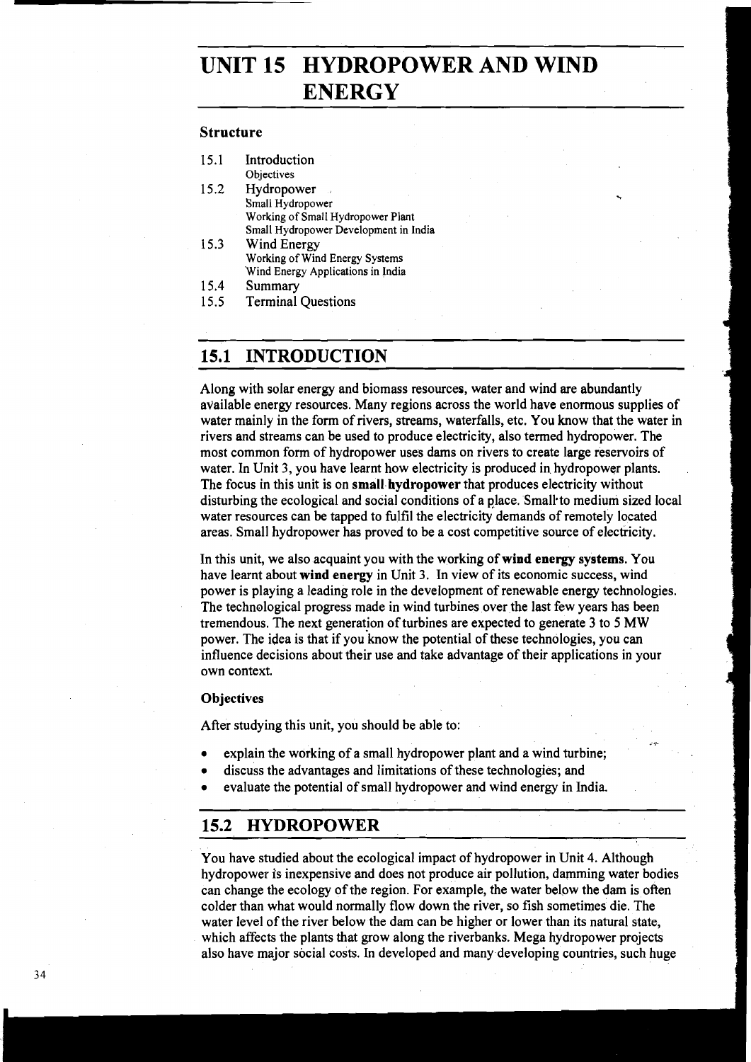# UNIT 15 HYDROPOWER AND WIND ENERGY

### Structure

15.1 Introduction
  Objectives

15.2 Hydropower
  Small Hydropower
  Working of Small Hydropower Plant
  Small Hydropower Development in India

15.3 Wind Energy
  Working of Wind Energy Systems
  Wind Energy Applications in India

15.4 Summary

15.5 Terminal Questions

## 15.1 INTRODUCTION

Along with solar energy and biomass resources, water and wind are abundantly available energy resources. Many regions across the world have enormous supplies of water mainly in the form of rivers, streams, waterfalls, etc. You know that the water in rivers and streams can be used to produce electricity, also termed hydropower. The most common form of hydropower uses dams on rivers to create large reservoirs of water. In Unit 3, you have learnt how electricity is produced in hydropower plants. The focus in this unit is on **small hydropower** that produces electricity without disturbing the ecological and social conditions of a place. Small to medium sized local water resources can be tapped to fulfil the electricity demands of remotely located areas. Small hydropower has proved to be a cost competitive source of electricity.

In this unit, we also acquaint you with the working of **wind energy systems**. You have learnt about **wind energy** in Unit 3. In view of its economic success, wind power is playing a leading role in the development of renewable energy technologies. The technological progress made in wind turbines over the last few years has been tremendous. The next generation of turbines are expected to generate 3 to 5 MW power. The idea is that if you know the potential of these technologies, you can influence decisions about their use and take advantage of their applications in your own context.

### Objectives

After studying this unit, you should be able to:

- explain the working of a small hydropower plant and a wind turbine;
- discuss the advantages and limitations of these technologies; and
- evaluate the potential of small hydropower and wind energy in India.

## 15.2 HYDROPOWER

You have studied about the ecological impact of hydropower in Unit 4. Although hydropower is inexpensive and does not produce air pollution, damming water bodies can change the ecology of the region. For example, the water below the dam is often colder than what would normally flow down the river, so fish sometimes die. The water level of the river below the dam can be higher or lower than its natural state, which affects the plants that grow along the riverbanks. Mega hydropower projects also have major social costs. In developed and many developing countries, such huge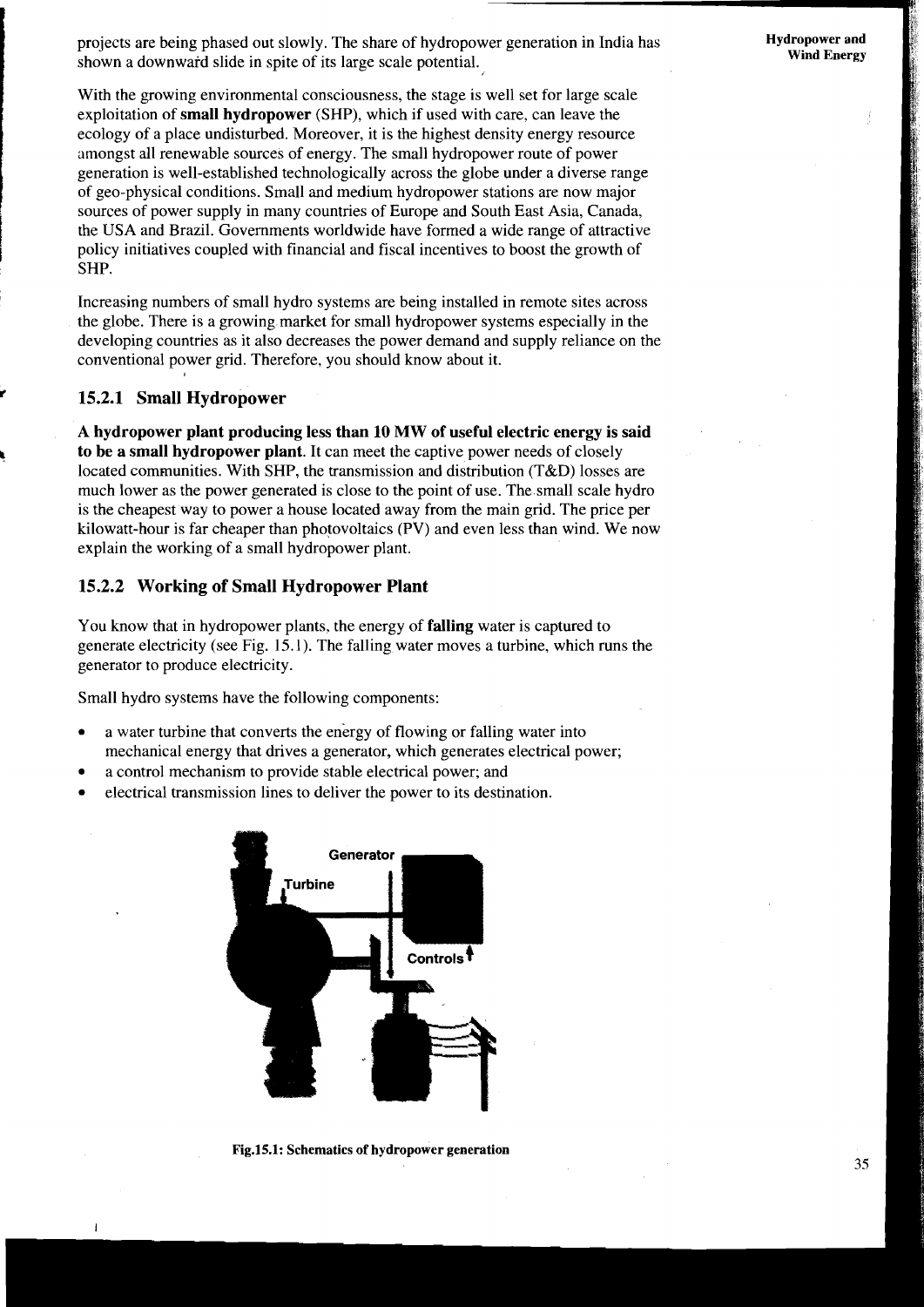projects are being phased out slowly. The share of hydropower generation in India has shown a downward slide in spite of its large scale potential.

With the growing environmental consciousness, the stage is well set for large scale exploitation of **small hydropower** (SHP), which if used with care, can leave the ecology of a place undisturbed. Moreover, it is the highest density energy resource amongst all renewable sources of energy. The small hydropower route of power generation is well-established technologically across the globe under a diverse range of geo-physical conditions. Small and medium hydropower stations are now major sources of power supply in many countries of Europe and South East Asia, Canada, the USA and Brazil. Governments worldwide have formed a wide range of attractive policy initiatives coupled with financial and fiscal incentives to boost the growth of SHP.

Increasing numbers of small hydro systems are being installed in remote sites across the globe. There is a growing market for small hydropower systems especially in the developing countries as it also decreases the power demand and supply reliance on the conventional power grid. Therefore, you should know about it.

### 15.2.1 Small Hydropower

**A hydropower plant producing less than 10 MW of useful electric energy is said to be a small hydropower plant.** It can meet the captive power needs of closely located communities. With SHP, the transmission and distribution (T&D) losses are much lower as the power generated is close to the point of use. The small scale hydro is the cheapest way to power a house located away from the main grid. The price per kilowatt-hour is far cheaper than photovoltaics (PV) and even less than wind. We now explain the working of a small hydropower plant.

### 15.2.2 Working of Small Hydropower Plant

You know that in hydropower plants, the energy of **falling** water is captured to generate electricity (see Fig. 15.1). The falling water moves a turbine, which runs the generator to produce electricity.

Small hydro systems have the following components:

- a water turbine that converts the energy of flowing or falling water into mechanical energy that drives a generator, which generates electrical power;
- a control mechanism to provide stable electrical power; and
- electrical transmission lines to deliver the power to its destination.

Generator

Turbine

Controls

**Fig.15.1: Schematics of hydropower generation**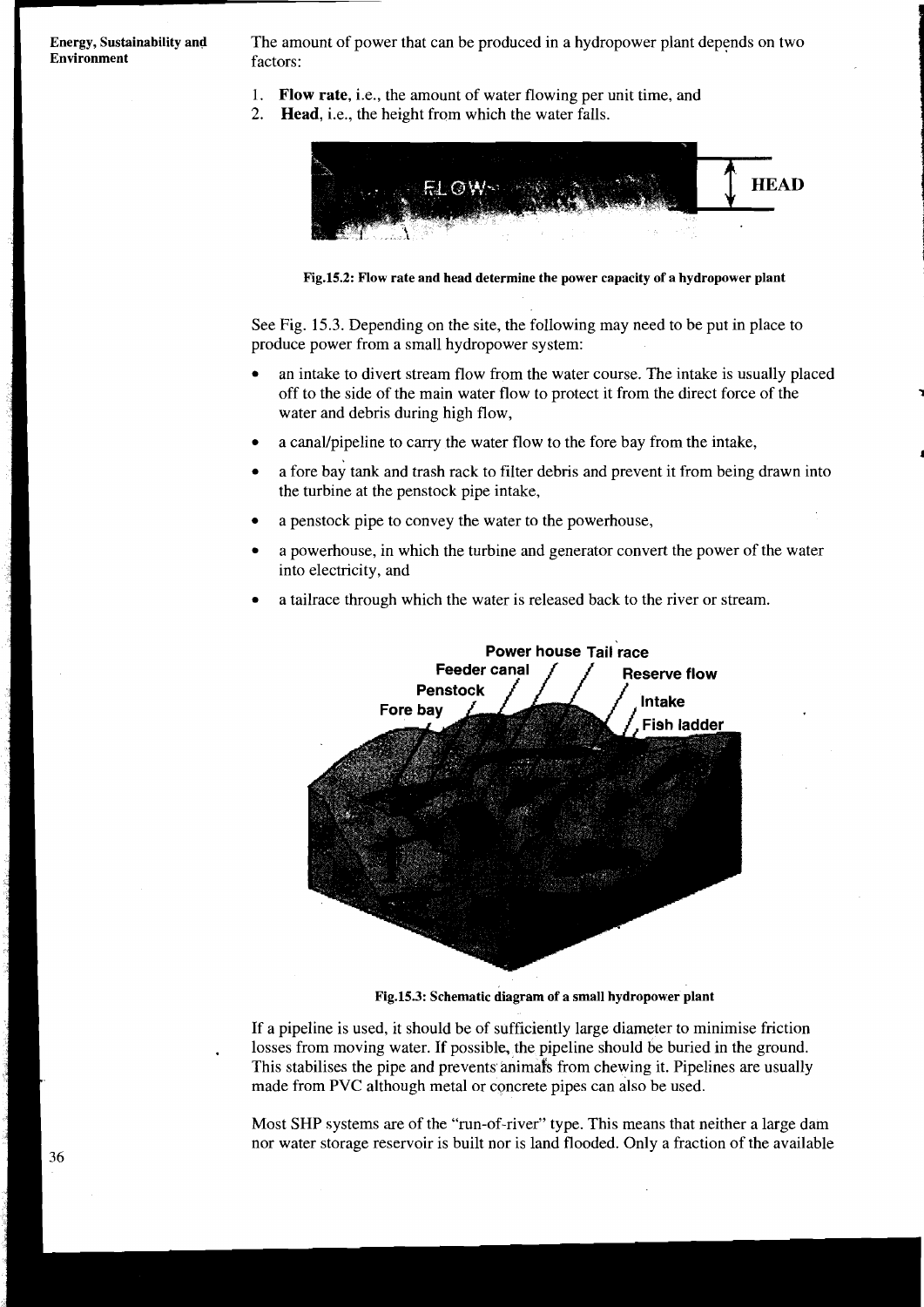The amount of power that can be produced in a hydropower plant depends on two factors:

1. **Flow rate**, i.e., the amount of water flowing per unit time, and
2. **Head**, i.e., the height from which the water falls.

Fig.15.2: Flow rate and head determine the power capacity of a hydropower plant

See Fig. 15.3. Depending on the site, the following may need to be put in place to produce power from a small hydropower system:

- an intake to divert stream flow from the water course. The intake is usually placed off to the side of the main water flow to protect it from the direct force of the water and debris during high flow,
- a canal/pipeline to carry the water flow to the fore bay from the intake,
- a fore bay tank and trash rack to filter debris and prevent it from being drawn into the turbine at the penstock pipe intake,
- a penstock pipe to convey the water to the powerhouse,
- a powerhouse, in which the turbine and generator convert the power of the water into electricity, and
- a tailrace through which the water is released back to the river or stream.

Fig.15.3: Schematic diagram of a small hydropower plant

If a pipeline is used, it should be of sufficiently large diameter to minimise friction losses from moving water. If possible, the pipeline should be buried in the ground. This stabilises the pipe and prevents animals from chewing it. Pipelines are usually made from PVC although metal or concrete pipes can also be used.

Most SHP systems are of the "run-of-river" type. This means that neither a large dam nor water storage reservoir is built nor is land flooded. Only a fraction of the available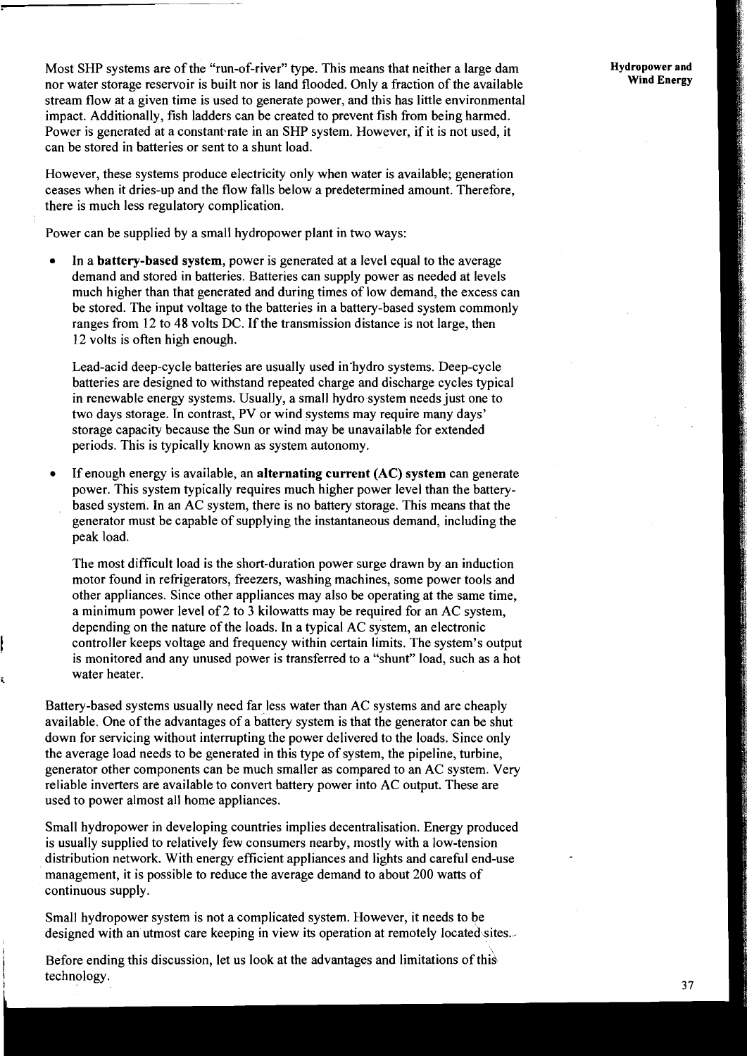Most SHP systems are of the "run-of-river" type. This means that neither a large dam nor water storage reservoir is built nor is land flooded. Only a fraction of the available stream flow at a given time is used to generate power, and this has little environmental impact. Additionally, fish ladders can be created to prevent fish from being harmed. Power is generated at a constant rate in an SHP system. However, if it is not used, it can be stored in batteries or sent to a shunt load.

However, these systems produce electricity only when water is available; generation ceases when it dries-up and the flow falls below a predetermined amount. Therefore, there is much less regulatory complication.

Power can be supplied by a small hydropower plant in two ways:

- In a **battery-based system**, power is generated at a level equal to the average demand and stored in batteries. Batteries can supply power as needed at levels much higher than that generated and during times of low demand, the excess can be stored. The input voltage to the batteries in a battery-based system commonly ranges from 12 to 48 volts DC. If the transmission distance is not large, then 12 volts is often high enough.

  Lead-acid deep-cycle batteries are usually used in hydro systems. Deep-cycle batteries are designed to withstand repeated charge and discharge cycles typical in renewable energy systems. Usually, a small hydro system needs just one to two days storage. In contrast, PV or wind systems may require many days' storage capacity because the Sun or wind may be unavailable for extended periods. This is typically known as system autonomy.

- If enough energy is available, an **alternating current (AC) system** can generate power. This system typically requires much higher power level than the battery-based system. In an AC system, there is no battery storage. This means that the generator must be capable of supplying the instantaneous demand, including the peak load.

  The most difficult load is the short-duration power surge drawn by an induction motor found in refrigerators, freezers, washing machines, some power tools and other appliances. Since other appliances may also be operating at the same time, a minimum power level of 2 to 3 kilowatts may be required for an AC system, depending on the nature of the loads. In a typical AC system, an electronic controller keeps voltage and frequency within certain limits. The system's output is monitored and any unused power is transferred to a "shunt" load, such as a hot water heater.

Battery-based systems usually need far less water than AC systems and are cheaply available. One of the advantages of a battery system is that the generator can be shut down for servicing without interrupting the power delivered to the loads. Since only the average load needs to be generated in this type of system, the pipeline, turbine, generator other components can be much smaller as compared to an AC system. Very reliable inverters are available to convert battery power into AC output. These are used to power almost all home appliances.

Small hydropower in developing countries implies decentralisation. Energy produced is usually supplied to relatively few consumers nearby, mostly with a low-tension distribution network. With energy efficient appliances and lights and careful end-use management, it is possible to reduce the average demand to about 200 watts of continuous supply.

Small hydropower system is not a complicated system. However, it needs to be designed with an utmost care keeping in view its operation at remotely located sites.

Before ending this discussion, let us look at the advantages and limitations of this technology.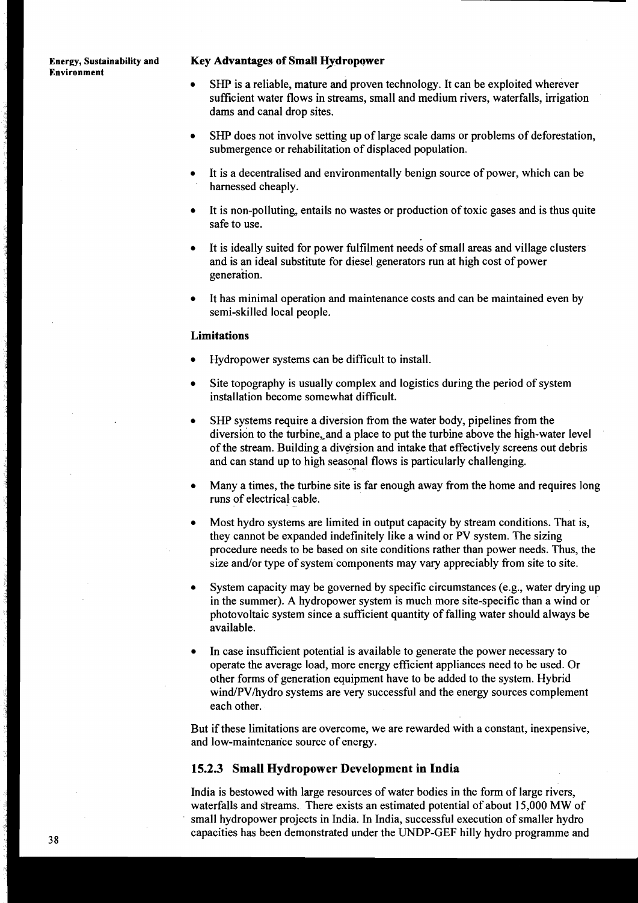### Key Advantages of Small Hydropower

- SHP is a reliable, mature and proven technology. It can be exploited wherever sufficient water flows in streams, small and medium rivers, waterfalls, irrigation dams and canal drop sites.
- SHP does not involve setting up of large scale dams or problems of deforestation, submergence or rehabilitation of displaced population.
- It is a decentralised and environmentally benign source of power, which can be harnessed cheaply.
- It is non-polluting, entails no wastes or production of toxic gases and is thus quite safe to use.
- It is ideally suited for power fulfilment needs of small areas and village clusters and is an ideal substitute for diesel generators run at high cost of power generation.
- It has minimal operation and maintenance costs and can be maintained even by semi-skilled local people.

### Limitations

- Hydropower systems can be difficult to install.
- Site topography is usually complex and logistics during the period of system installation become somewhat difficult.
- SHP systems require a diversion from the water body, pipelines from the diversion to the turbine, and a place to put the turbine above the high-water level of the stream. Building a diversion and intake that effectively screens out debris and can stand up to high seasonal flows is particularly challenging.
- Many a times, the turbine site is far enough away from the home and requires long runs of electrical cable.
- Most hydro systems are limited in output capacity by stream conditions. That is, they cannot be expanded indefinitely like a wind or PV system. The sizing procedure needs to be based on site conditions rather than power needs. Thus, the size and/or type of system components may vary appreciably from site to site.
- System capacity may be governed by specific circumstances (e.g., water drying up in the summer). A hydropower system is much more site-specific than a wind or photovoltaic system since a sufficient quantity of falling water should always be available.
- In case insufficient potential is available to generate the power necessary to operate the average load, more energy efficient appliances need to be used. Or other forms of generation equipment have to be added to the system. Hybrid wind/PV/hydro systems are very successful and the energy sources complement each other.

But if these limitations are overcome, we are rewarded with a constant, inexpensive, and low-maintenance source of energy.

## 15.2.3 Small Hydropower Development in India

India is bestowed with large resources of water bodies in the form of large rivers, waterfalls and streams. There exists an estimated potential of about 15,000 MW of small hydropower projects in India. In India, successful execution of smaller hydro capacities has been demonstrated under the UNDP-GEF hilly hydro programme and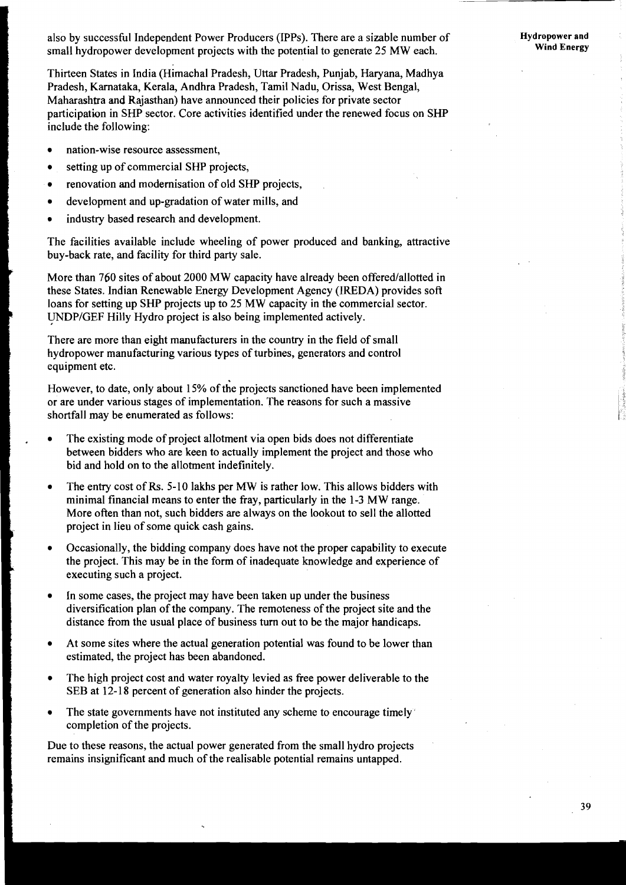also by successful Independent Power Producers (IPPs). There are a sizable number of small hydropower development projects with the potential to generate 25 MW each.

Thirteen States in India (Himachal Pradesh, Uttar Pradesh, Punjab, Haryana, Madhya Pradesh, Karnataka, Kerala, Andhra Pradesh, Tamil Nadu, Orissa, West Bengal, Maharashtra and Rajasthan) have announced their policies for private sector participation in SHP sector. Core activities identified under the renewed focus on SHP include the following:

- nation-wise resource assessment,
- setting up of commercial SHP projects,
- renovation and modernisation of old SHP projects,
- development and up-gradation of water mills, and
- industry based research and development.

The facilities available include wheeling of power produced and banking, attractive buy-back rate, and facility for third party sale.

More than 760 sites of about 2000 MW capacity have already been offered/allotted in these States. Indian Renewable Energy Development Agency (IREDA) provides soft loans for setting up SHP projects up to 25 MW capacity in the commercial sector. UNDP/GEF Hilly Hydro project is also being implemented actively.

There are more than eight manufacturers in the country in the field of small hydropower manufacturing various types of turbines, generators and control equipment etc.

However, to date, only about 15% of the projects sanctioned have been implemented or are under various stages of implementation. The reasons for such a massive shortfall may be enumerated as follows:

- The existing mode of project allotment via open bids does not differentiate between bidders who are keen to actually implement the project and those who bid and hold on to the allotment indefinitely.
- The entry cost of Rs. 5-10 lakhs per MW is rather low. This allows bidders with minimal financial means to enter the fray, particularly in the 1-3 MW range. More often than not, such bidders are always on the lookout to sell the allotted project in lieu of some quick cash gains.
- Occasionally, the bidding company does have not the proper capability to execute the project. This may be in the form of inadequate knowledge and experience of executing such a project.
- In some cases, the project may have been taken up under the business diversification plan of the company. The remoteness of the project site and the distance from the usual place of business turn out to be the major handicaps.
- At some sites where the actual generation potential was found to be lower than estimated, the project has been abandoned.
- The high project cost and water royalty levied as free power deliverable to the SEB at 12-18 percent of generation also hinder the projects.
- The state governments have not instituted any scheme to encourage timely completion of the projects.

Due to these reasons, the actual power generated from the small hydro projects remains insignificant and much of the realisable potential remains untapped.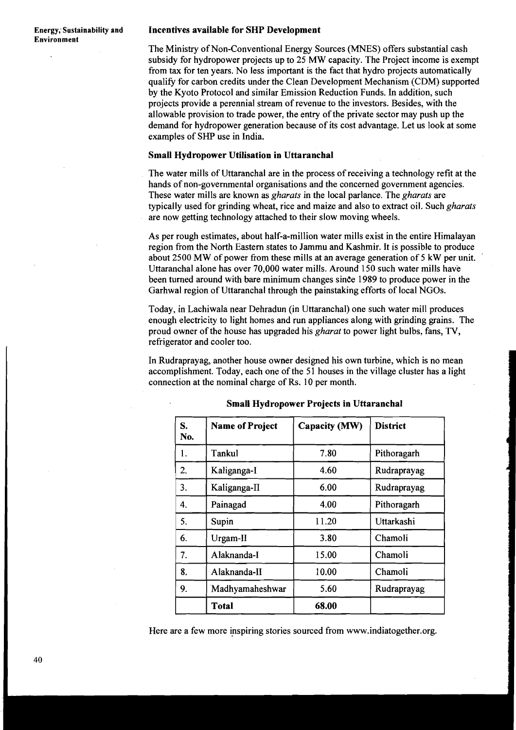### Incentives available for SHP Development

The Ministry of Non-Conventional Energy Sources (MNES) offers substantial cash subsidy for hydropower projects up to 25 MW capacity. The Project income is exempt from tax for ten years. No less important is the fact that hydro projects automatically qualify for carbon credits under the Clean Development Mechanism (CDM) supported by the Kyoto Protocol and similar Emission Reduction Funds. In addition, such projects provide a perennial stream of revenue to the investors. Besides, with the allowable provision to trade power, the entry of the private sector may push up the demand for hydropower generation because of its cost advantage. Let us look at some examples of SHP use in India.

### Small Hydropower Utilisation in Uttaranchal

The water mills of Uttaranchal are in the process of receiving a technology refit at the hands of non-governmental organisations and the concerned government agencies. These water mills are known as *gharats* in the local parlance. The *gharats* are typically used for grinding wheat, rice and maize and also to extract oil. Such *gharats* are now getting technology attached to their slow moving wheels.

As per rough estimates, about half-a-million water mills exist in the entire Himalayan region from the North Eastern states to Jammu and Kashmir. It is possible to produce about 2500 MW of power from these mills at an average generation of 5 kW per unit. Uttaranchal alone has over 70,000 water mills. Around 150 such water mills have been turned around with bare minimum changes since 1989 to produce power in the Garhwal region of Uttaranchal through the painstaking efforts of local NGOs.

Today, in Lachiwala near Dehradun (in Uttaranchal) one such water mill produces enough electricity to light homes and run appliances along with grinding grains. The proud owner of the house has upgraded his *gharat* to power light bulbs, fans, TV, refrigerator and cooler too.

In Rudraprayag, another house owner designed his own turbine, which is no mean accomplishment. Today, each one of the 51 houses in the village cluster has a light connection at the nominal charge of Rs. 10 per month.

**Small Hydropower Projects in Uttaranchal**

| S. No. | Name of Project | Capacity (MW) | District |
|---|---|---|---|
| 1. | Tankul | 7.80 | Pithoragarh |
| 2. | Kaliganga-I | 4.60 | Rudraprayag |
| 3. | Kaliganga-II | 6.00 | Rudraprayag |
| 4. | Painagad | 4.00 | Pithoragarh |
| 5. | Supin | 11.20 | Uttarkashi |
| 6. | Urgam-II | 3.80 | Chamoli |
| 7. | Alaknanda-I | 15.00 | Chamoli |
| 8. | Alaknanda-II | 10.00 | Chamoli |
| 9. | Madhyamaheshwar | 5.60 | Rudraprayag |
| | **Total** | **68.00** | |

Here are a few more inspiring stories sourced from www.indiatogether.org.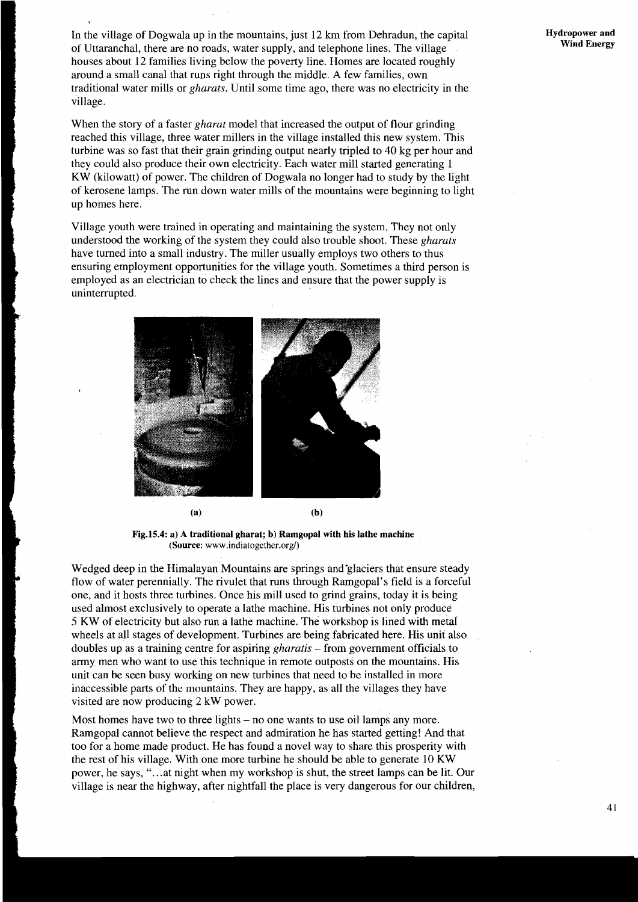In the village of Dogwala up in the mountains, just 12 km from Dehradun, the capital of Uttaranchal, there are no roads, water supply, and telephone lines. The village houses about 12 families living below the poverty line. Homes are located roughly around a small canal that runs right through the middle. A few families, own traditional water mills or *gharats*. Until some time ago, there was no electricity in the village.

When the story of a faster *gharat* model that increased the output of flour grinding reached this village, three water millers in the village installed this new system. This turbine was so fast that their grain grinding output nearly tripled to 40 kg per hour and they could also produce their own electricity. Each water mill started generating 1 KW (kilowatt) of power. The children of Dogwala no longer had to study by the light of kerosene lamps. The run down water mills of the mountains were beginning to light up homes here.

Village youth were trained in operating and maintaining the system. They not only understood the working of the system they could also trouble shoot. These *gharats* have turned into a small industry. The miller usually employs two others to thus ensuring employment opportunities for the village youth. Sometimes a third person is employed as an electrician to check the lines and ensure that the power supply is uninterrupted.

(a) (b)

**Fig.15.4: a) A traditional gharat; b) Ramgopal with his lathe machine (Source: www.indiatogether.org/)**

Wedged deep in the Himalayan Mountains are springs and glaciers that ensure steady flow of water perennially. The rivulet that runs through Ramgopal's field is a forceful one, and it hosts three turbines. Once his mill used to grind grains, today it is being used almost exclusively to operate a lathe machine. His turbines not only produce 5 KW of electricity but also run a lathe machine. The workshop is lined with metal wheels at all stages of development. Turbines are being fabricated here. His unit also doubles up as a training centre for aspiring *gharatis* – from government officials to army men who want to use this technique in remote outposts on the mountains. His unit can be seen busy working on new turbines that need to be installed in more inaccessible parts of the mountains. They are happy, as all the villages they have visited are now producing 2 kW power.

Most homes have two to three lights – no one wants to use oil lamps any more. Ramgopal cannot believe the respect and admiration he has started getting! And that too for a home made product. He has found a novel way to share this prosperity with the rest of his village. With one more turbine he should be able to generate 10 KW power, he says, "...at night when my workshop is shut, the street lamps can be lit. Our village is near the highway, after nightfall the place is very dangerous for our children,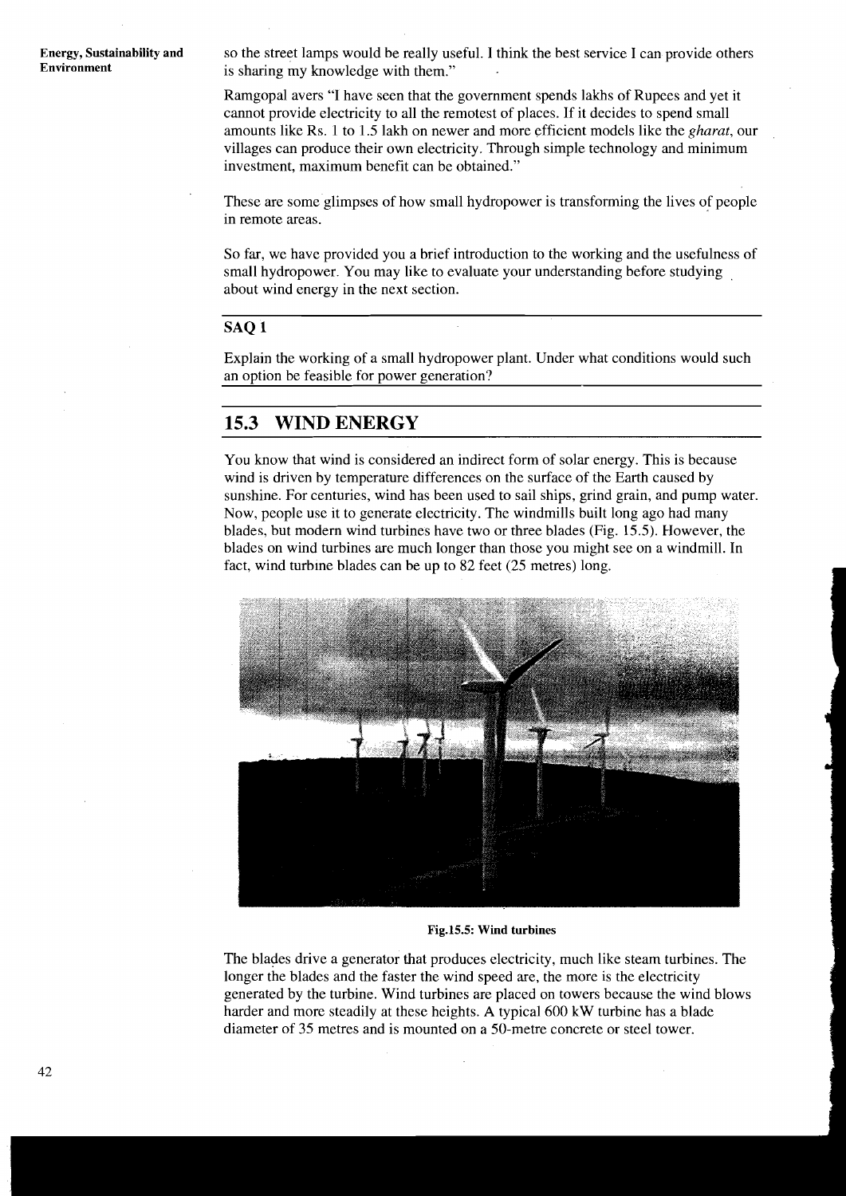so the street lamps would be really useful. I think the best service I can provide others is sharing my knowledge with them."

Ramgopal avers "I have seen that the government spends lakhs of Rupees and yet it cannot provide electricity to all the remotest of places. If it decides to spend small amounts like Rs. 1 to 1.5 lakh on newer and more efficient models like the *gharat*, our villages can produce their own electricity. Through simple technology and minimum investment, maximum benefit can be obtained."

These are some glimpses of how small hydropower is transforming the lives of people in remote areas.

So far, we have provided you a brief introduction to the working and the usefulness of small hydropower. You may like to evaluate your understanding before studying about wind energy in the next section.

**SAQ 1**

Explain the working of a small hydropower plant. Under what conditions would such an option be feasible for power generation?

## 15.3 WIND ENERGY

You know that wind is considered an indirect form of solar energy. This is because wind is driven by temperature differences on the surface of the Earth caused by sunshine. For centuries, wind has been used to sail ships, grind grain, and pump water. Now, people use it to generate electricity. The windmills built long ago had many blades, but modern wind turbines have two or three blades (Fig. 15.5). However, the blades on wind turbines are much longer than those you might see on a windmill. In fact, wind turbine blades can be up to 82 feet (25 metres) long.

**Fig.15.5: Wind turbines**

The blades drive a generator that produces electricity, much like steam turbines. The longer the blades and the faster the wind speed are, the more is the electricity generated by the turbine. Wind turbines are placed on towers because the wind blows harder and more steadily at these heights. A typical 600 kW turbine has a blade diameter of 35 metres and is mounted on a 50-metre concrete or steel tower.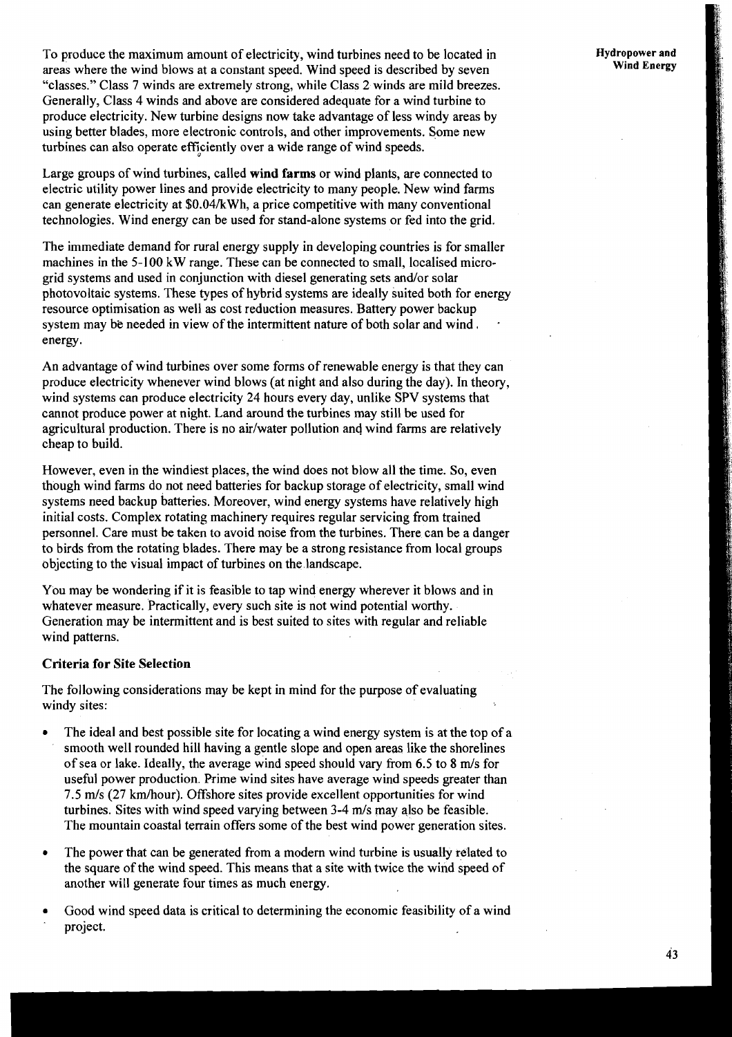To produce the maximum amount of electricity, wind turbines need to be located in areas where the wind blows at a constant speed. Wind speed is described by seven "classes." Class 7 winds are extremely strong, while Class 2 winds are mild breezes. Generally, Class 4 winds and above are considered adequate for a wind turbine to produce electricity. New turbine designs now take advantage of less windy areas by using better blades, more electronic controls, and other improvements. Some new turbines can also operate efficiently over a wide range of wind speeds.

Large groups of wind turbines, called **wind farms** or wind plants, are connected to electric utility power lines and provide electricity to many people. New wind farms can generate electricity at \$0.04/kWh, a price competitive with many conventional technologies. Wind energy can be used for stand-alone systems or fed into the grid.

The immediate demand for rural energy supply in developing countries is for smaller machines in the 5-100 kW range. These can be connected to small, localised micro-grid systems and used in conjunction with diesel generating sets and/or solar photovoltaic systems. These types of hybrid systems are ideally suited both for energy resource optimisation as well as cost reduction measures. Battery power backup system may be needed in view of the intermittent nature of both solar and wind energy.

An advantage of wind turbines over some forms of renewable energy is that they can produce electricity whenever wind blows (at night and also during the day). In theory, wind systems can produce electricity 24 hours every day, unlike SPV systems that cannot produce power at night. Land around the turbines may still be used for agricultural production. There is no air/water pollution and wind farms are relatively cheap to build.

However, even in the windiest places, the wind does not blow all the time. So, even though wind farms do not need batteries for backup storage of electricity, small wind systems need backup batteries. Moreover, wind energy systems have relatively high initial costs. Complex rotating machinery requires regular servicing from trained personnel. Care must be taken to avoid noise from the turbines. There can be a danger to birds from the rotating blades. There may be a strong resistance from local groups objecting to the visual impact of turbines on the landscape.

You may be wondering if it is feasible to tap wind energy wherever it blows and in whatever measure. Practically, every such site is not wind potential worthy. Generation may be intermittent and is best suited to sites with regular and reliable wind patterns.

### Criteria for Site Selection

The following considerations may be kept in mind for the purpose of evaluating windy sites:

- The ideal and best possible site for locating a wind energy system is at the top of a smooth well rounded hill having a gentle slope and open areas like the shorelines of sea or lake. Ideally, the average wind speed should vary from 6.5 to 8 m/s for useful power production. Prime wind sites have average wind speeds greater than 7.5 m/s (27 km/hour). Offshore sites provide excellent opportunities for wind turbines. Sites with wind speed varying between 3-4 m/s may also be feasible. The mountain coastal terrain offers some of the best wind power generation sites.
- The power that can be generated from a modern wind turbine is usually related to the square of the wind speed. This means that a site with twice the wind speed of another will generate four times as much energy.
- Good wind speed data is critical to determining the economic feasibility of a wind project.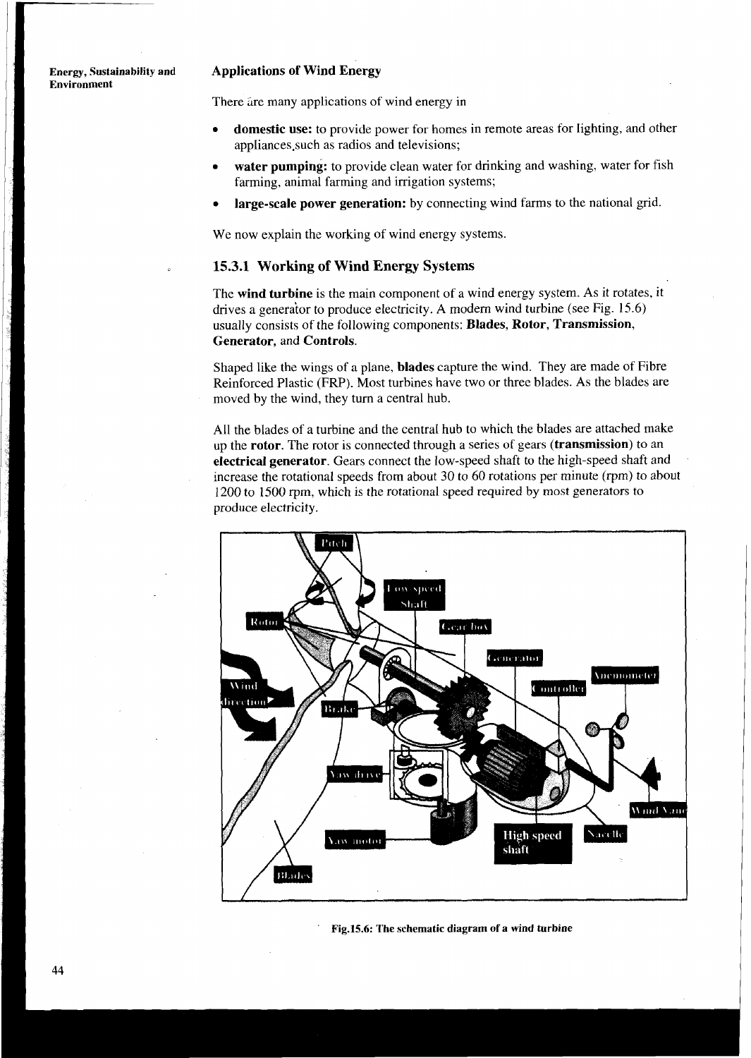## Applications of Wind Energy

There are many applications of wind energy in

- **domestic use:** to provide power for homes in remote areas for lighting, and other appliances,such as radios and televisions;
- **water pumping:** to provide clean water for drinking and washing, water for fish farming, animal farming and irrigation systems;
- **large-scale power generation:** by connecting wind farms to the national grid.

We now explain the working of wind energy systems.

### 15.3.1 Working of Wind Energy Systems

The **wind turbine** is the main component of a wind energy system. As it rotates, it drives a generator to produce electricity. A modern wind turbine (see Fig. 15.6) usually consists of the following components: **Blades, Rotor, Transmission, Generator,** and **Controls**.

Shaped like the wings of a plane, **blades** capture the wind. They are made of Fibre Reinforced Plastic (FRP). Most turbines have two or three blades. As the blades are moved by the wind, they turn a central hub.

All the blades of a turbine and the central hub to which the blades are attached make up the **rotor**. The rotor is connected through a series of gears (**transmission**) to an **electrical generator**. Gears connect the low-speed shaft to the high-speed shaft and increase the rotational speeds from about 30 to 60 rotations per minute (rpm) to about 1200 to 1500 rpm, which is the rotational speed required by most generators to produce electricity.

**Fig.15.6: The schematic diagram of a wind turbine**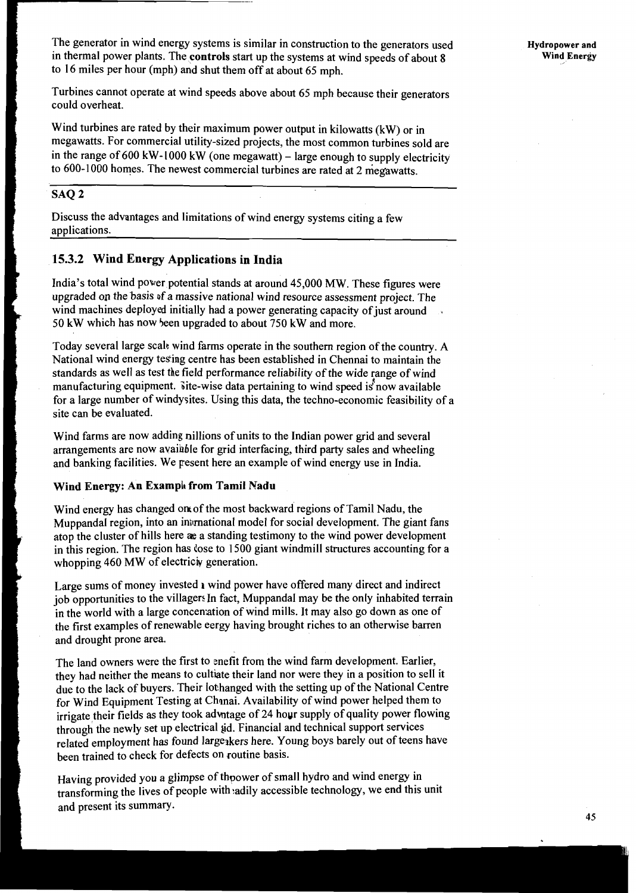The generator in wind energy systems is similar in construction to the generators used in thermal power plants. The **controls** start up the systems at wind speeds of about 8 to 16 miles per hour (mph) and shut them off at about 65 mph.

Turbines cannot operate at wind speeds above about 65 mph because their generators could overheat.

Wind turbines are rated by their maximum power output in kilowatts (kW) or in megawatts. For commercial utility-sized projects, the most common turbines sold are in the range of 600 kW-1000 kW (one megawatt) – large enough to supply electricity to 600-1000 homes. The newest commercial turbines are rated at 2 megawatts.

**SAQ 2**

Discuss the advantages and limitations of wind energy systems citing a few applications.

### 15.3.2 Wind Energy Applications in India

India's total wind power potential stands at around 45,000 MW. These figures were upgraded on the basis of a massive national wind resource assessment project. The wind machines deployed initially had a power generating capacity of just around 50 kW which has now been upgraded to about 750 kW and more.

Today several large scale wind farms operate in the southern region of the country. A National wind energy testing centre has been established in Chennai to maintain the standards as well as test the field performance reliability of the wide range of wind manufacturing equipment. Site-wise data pertaining to wind speed is now available for a large number of windysites. Using this data, the techno-economic feasibility of a site can be evaluated.

Wind farms are now adding millions of units to the Indian power grid and several arrangements are now available for grid interfacing, third party sales and wheeling and banking facilities. We present here an example of wind energy use in India.

**Wind Energy: An Example from Tamil Nadu**

Wind energy has changed one of the most backward regions of Tamil Nadu, the Muppandal region, into an international model for social development. The giant fans atop the cluster of hills here are a standing testimony to the wind power development in this region. The region has close to 1500 giant windmill structures accounting for a whopping 460 MW of electricity generation.

Large sums of money invested in wind power have offered many direct and indirect job opportunities to the villagers. In fact, Muppandal may be the only inhabited terrain in the world with a large concentration of wind mills. It may also go down as one of the first examples of renewable eergy having brought riches to an otherwise barren and drought prone area.

The land owners were the first to benefit from the wind farm development. Earlier, they had neither the means to cultivate their land nor were they in a position to sell it due to the lack of buyers. Their lot changed with the setting up of the National Centre for Wind Equipment Testing at Chennai. Availability of wind power helped them to irrigate their fields as they took advantage of 24 hour supply of quality power flowing through the newly set up electrical grid. Financial and technical support services related employment has found large takers here. Young boys barely out of teens have been trained to check for defects on routine basis.

Having provided you a glimpse of the power of small hydro and wind energy in transforming the lives of people with readily accessible technology, we end this unit and present its summary.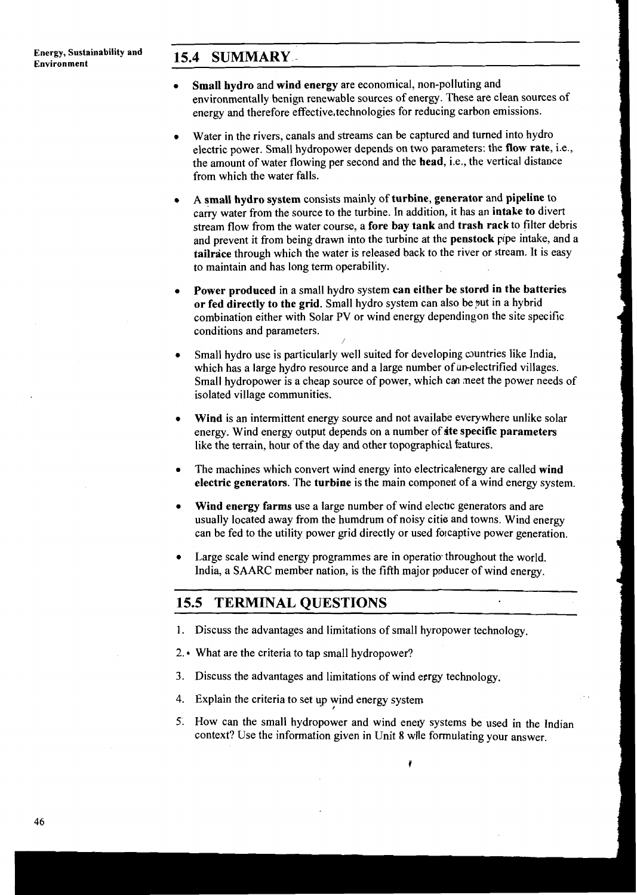## 15.4 SUMMARY

- **Small hydro** and **wind energy** are economical, non-polluting and environmentally benign renewable sources of energy. These are clean sources of energy and therefore effective technologies for reducing carbon emissions.
- Water in the rivers, canals and streams can be captured and turned into hydro electric power. Small hydropower depends on two parameters: the **flow rate**, i.e., the amount of water flowing per second and the **head**, i.e., the vertical distance from which the water falls.
- A **small hydro system** consists mainly of **turbine**, **generator** and **pipeline** to carry water from the source to the turbine. In addition, it has an **intake to** divert stream flow from the water course, a **fore bay tank** and **trash rack** to filter debris and prevent it from being drawn into the turbine at the **penstock** pipe intake, and a **tailrace** through which the water is released back to the river or stream. It is easy to maintain and has long term operability.
- **Power produced** in a small hydro system **can either be stored in the batteries or fed directly to the grid**. Small hydro system can also be put in a hybrid combination either with Solar PV or wind energy dependingon the site specific conditions and parameters.
- Small hydro use is particularly well suited for developing countries like India, which has a large hydro resource and a large number of un-electrified villages. Small hydropower is a cheap source of power, which can meet the power needs of isolated village communities.
- **Wind** is an intermittent energy source and not available everywhere unlike solar energy. Wind energy output depends on a number of **site specific parameters** like the terrain, hour of the day and other topographical features.
- The machines which convert wind energy into electricalenergy are called **wind electric generators**. The **turbine** is the main component of a wind energy system.
- **Wind energy farms** use a large number of wind electric generators and are usually located away from the humdrum of noisy cities and towns. Wind energy can be fed to the utility power grid directly or used forcaptive power generation.
- Large scale wind energy programmes are in operation throughout the world. India, a SAARC member nation, is the fifth major producer of wind energy.

## 15.5 TERMINAL QUESTIONS

1. Discuss the advantages and limitations of small hyropower technology.
2. What are the criteria to tap small hydropower?
3. Discuss the advantages and limitations of wind energy technology.
4. Explain the criteria to set up wind energy system
5. How can the small hydropower and wind energy systems be used in the Indian context? Use the information given in Unit 8 while formulating your answer.